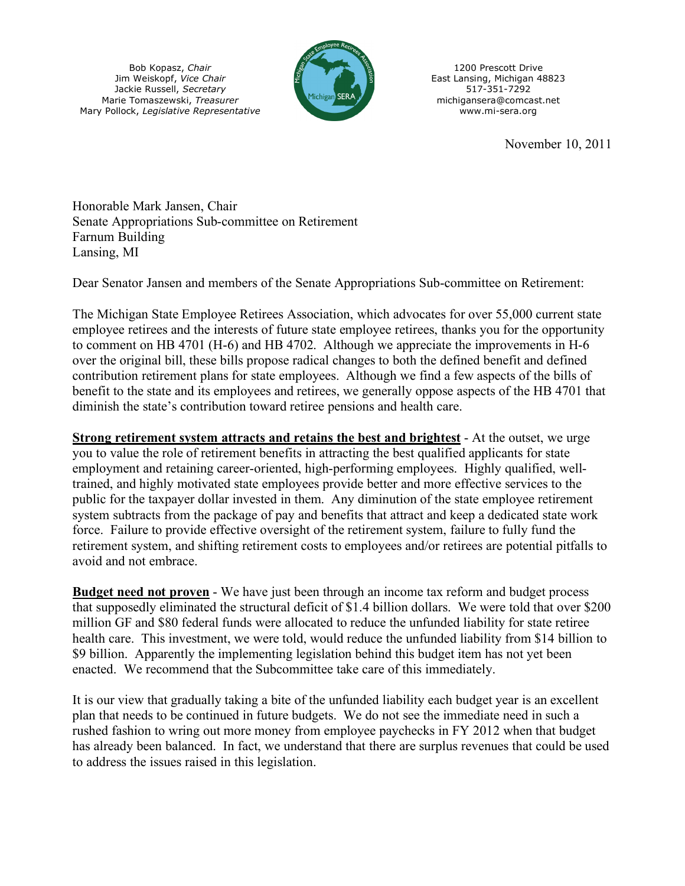Bob Kopasz, *Chair*
Jim Weiskopf, *Vice Chair*
Jackie Russell, *Secretary*
Marie Tomaszewski, *Treasurer*
Mary Pollock, *Legislative Representative*

1200 Prescott Drive
East Lansing, Michigan 48823
517-351-7292
michigansera@comcast.net
www.mi-sera.org

November 10, 2011

Honorable Mark Jansen, Chair
Senate Appropriations Sub-committee on Retirement
Farnum Building
Lansing, MI

Dear Senator Jansen and members of the Senate Appropriations Sub-committee on Retirement:

The Michigan State Employee Retirees Association, which advocates for over 55,000 current state employee retirees and the interests of future state employee retirees, thanks you for the opportunity to comment on HB 4701 (H-6) and HB 4702. Although we appreciate the improvements in H-6 over the original bill, these bills propose radical changes to both the defined benefit and defined contribution retirement plans for state employees. Although we find a few aspects of the bills of benefit to the state and its employees and retirees, we generally oppose aspects of the HB 4701 that diminish the state's contribution toward retiree pensions and health care.

**Strong retirement system attracts and retains the best and brightest** - At the outset, we urge you to value the role of retirement benefits in attracting the best qualified applicants for state employment and retaining career-oriented, high-performing employees. Highly qualified, well-trained, and highly motivated state employees provide better and more effective services to the public for the taxpayer dollar invested in them. Any diminution of the state employee retirement system subtracts from the package of pay and benefits that attract and keep a dedicated state work force. Failure to provide effective oversight of the retirement system, failure to fully fund the retirement system, and shifting retirement costs to employees and/or retirees are potential pitfalls to avoid and not embrace.

**Budget need not proven** - We have just been through an income tax reform and budget process that supposedly eliminated the structural deficit of $1.4 billion dollars. We were told that over $200 million GF and $80 federal funds were allocated to reduce the unfunded liability for state retiree health care. This investment, we were told, would reduce the unfunded liability from $14 billion to $9 billion. Apparently the implementing legislation behind this budget item has not yet been enacted. We recommend that the Subcommittee take care of this immediately.

It is our view that gradually taking a bite of the unfunded liability each budget year is an excellent plan that needs to be continued in future budgets. We do not see the immediate need in such a rushed fashion to wring out more money from employee paychecks in FY 2012 when that budget has already been balanced. In fact, we understand that there are surplus revenues that could be used to address the issues raised in this legislation.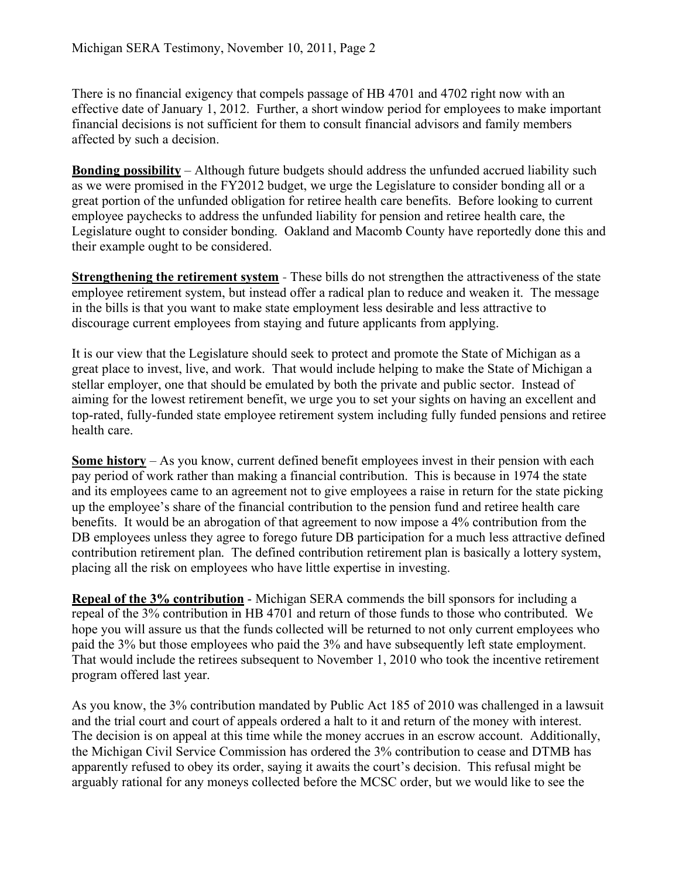There is no financial exigency that compels passage of HB 4701 and 4702 right now with an effective date of January 1, 2012. Further, a short window period for employees to make important financial decisions is not sufficient for them to consult financial advisors and family members affected by such a decision.

**Bonding possibility** – Although future budgets should address the unfunded accrued liability such as we were promised in the FY2012 budget, we urge the Legislature to consider bonding all or a great portion of the unfunded obligation for retiree health care benefits. Before looking to current employee paychecks to address the unfunded liability for pension and retiree health care, the Legislature ought to consider bonding. Oakland and Macomb County have reportedly done this and their example ought to be considered.

**Strengthening the retirement system** - These bills do not strengthen the attractiveness of the state employee retirement system, but instead offer a radical plan to reduce and weaken it. The message in the bills is that you want to make state employment less desirable and less attractive to discourage current employees from staying and future applicants from applying.

It is our view that the Legislature should seek to protect and promote the State of Michigan as a great place to invest, live, and work. That would include helping to make the State of Michigan a stellar employer, one that should be emulated by both the private and public sector. Instead of aiming for the lowest retirement benefit, we urge you to set your sights on having an excellent and top-rated, fully-funded state employee retirement system including fully funded pensions and retiree health care.

**Some history** – As you know, current defined benefit employees invest in their pension with each pay period of work rather than making a financial contribution. This is because in 1974 the state and its employees came to an agreement not to give employees a raise in return for the state picking up the employee's share of the financial contribution to the pension fund and retiree health care benefits. It would be an abrogation of that agreement to now impose a 4% contribution from the DB employees unless they agree to forego future DB participation for a much less attractive defined contribution retirement plan. The defined contribution retirement plan is basically a lottery system, placing all the risk on employees who have little expertise in investing.

**Repeal of the 3% contribution** - Michigan SERA commends the bill sponsors for including a repeal of the 3% contribution in HB 4701 and return of those funds to those who contributed. We hope you will assure us that the funds collected will be returned to not only current employees who paid the 3% but those employees who paid the 3% and have subsequently left state employment. That would include the retirees subsequent to November 1, 2010 who took the incentive retirement program offered last year.

As you know, the 3% contribution mandated by Public Act 185 of 2010 was challenged in a lawsuit and the trial court and court of appeals ordered a halt to it and return of the money with interest. The decision is on appeal at this time while the money accrues in an escrow account. Additionally, the Michigan Civil Service Commission has ordered the 3% contribution to cease and DTMB has apparently refused to obey its order, saying it awaits the court's decision. This refusal might be arguably rational for any moneys collected before the MCSC order, but we would like to see the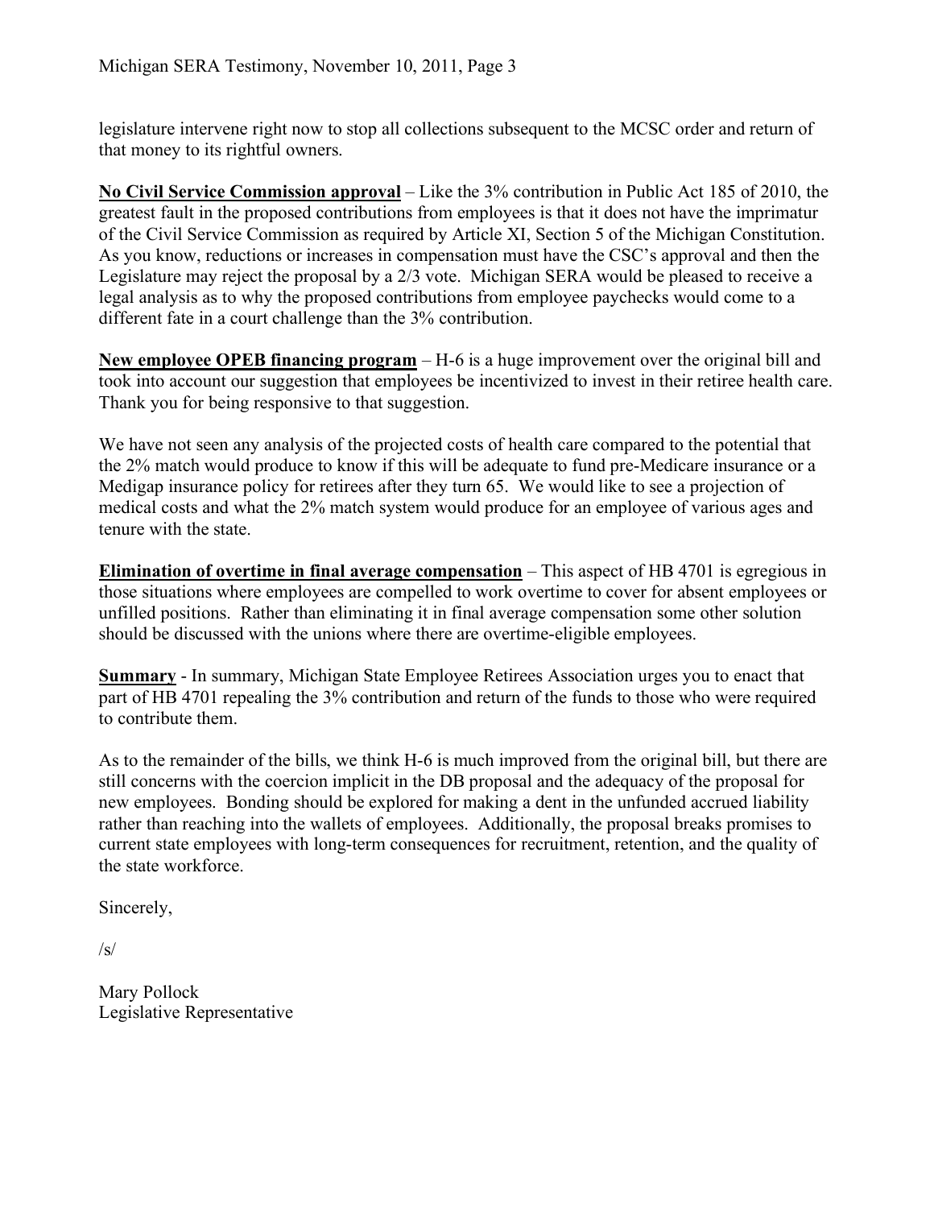legislature intervene right now to stop all collections subsequent to the MCSC order and return of that money to its rightful owners.

**No Civil Service Commission approval** – Like the 3% contribution in Public Act 185 of 2010, the greatest fault in the proposed contributions from employees is that it does not have the imprimatur of the Civil Service Commission as required by Article XI, Section 5 of the Michigan Constitution. As you know, reductions or increases in compensation must have the CSC's approval and then the Legislature may reject the proposal by a 2/3 vote. Michigan SERA would be pleased to receive a legal analysis as to why the proposed contributions from employee paychecks would come to a different fate in a court challenge than the 3% contribution.

**New employee OPEB financing program** – H-6 is a huge improvement over the original bill and took into account our suggestion that employees be incentivized to invest in their retiree health care. Thank you for being responsive to that suggestion.

We have not seen any analysis of the projected costs of health care compared to the potential that the 2% match would produce to know if this will be adequate to fund pre-Medicare insurance or a Medigap insurance policy for retirees after they turn 65. We would like to see a projection of medical costs and what the 2% match system would produce for an employee of various ages and tenure with the state.

**Elimination of overtime in final average compensation** – This aspect of HB 4701 is egregious in those situations where employees are compelled to work overtime to cover for absent employees or unfilled positions. Rather than eliminating it in final average compensation some other solution should be discussed with the unions where there are overtime-eligible employees.

**Summary** - In summary, Michigan State Employee Retirees Association urges you to enact that part of HB 4701 repealing the 3% contribution and return of the funds to those who were required to contribute them.

As to the remainder of the bills, we think H-6 is much improved from the original bill, but there are still concerns with the coercion implicit in the DB proposal and the adequacy of the proposal for new employees. Bonding should be explored for making a dent in the unfunded accrued liability rather than reaching into the wallets of employees. Additionally, the proposal breaks promises to current state employees with long-term consequences for recruitment, retention, and the quality of the state workforce.

Sincerely,

/s/

Mary Pollock
Legislative Representative